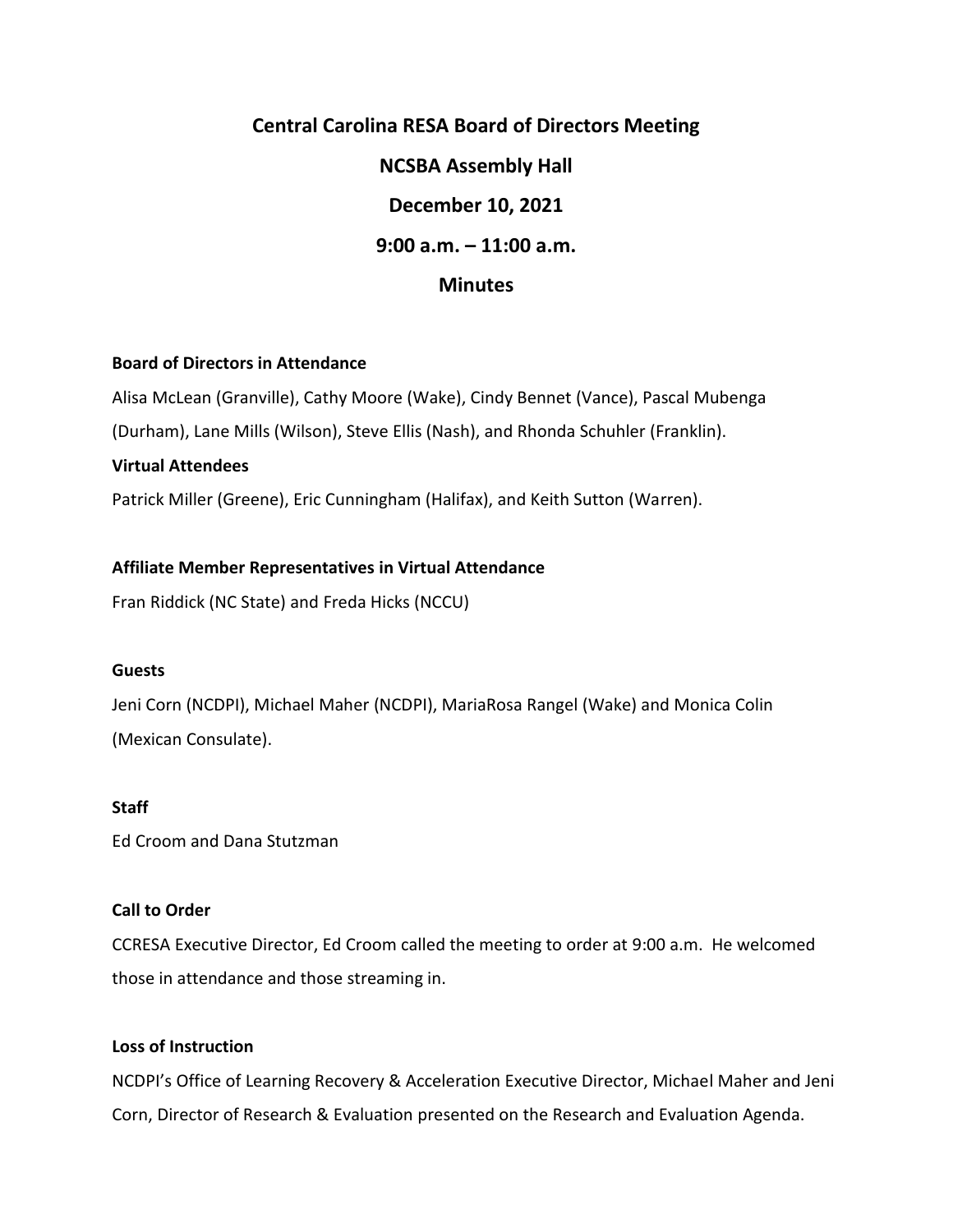# Central Carolina RESA Board of Directors Meeting

## NCSBA Assembly Hall

## December 10, 2021

## 9:00 a.m. – 11:00 a.m.

## Minutes

**Board of Directors in Attendance**

Alisa McLean (Granville), Cathy Moore (Wake), Cindy Bennet (Vance), Pascal Mubenga (Durham), Lane Mills (Wilson), Steve Ellis (Nash), and Rhonda Schuhler (Franklin).

**Virtual Attendees**

Patrick Miller (Greene), Eric Cunningham (Halifax), and Keith Sutton (Warren).

**Affiliate Member Representatives in Virtual Attendance**

Fran Riddick (NC State) and Freda Hicks (NCCU)

**Guests**

Jeni Corn (NCDPI), Michael Maher (NCDPI), MariaRosa Rangel (Wake) and Monica Colin (Mexican Consulate).

**Staff**

Ed Croom and Dana Stutzman

**Call to Order**

CCRESA Executive Director, Ed Croom called the meeting to order at 9:00 a.m. He welcomed those in attendance and those streaming in.

**Loss of Instruction**

NCDPI's Office of Learning Recovery & Acceleration Executive Director, Michael Maher and Jeni Corn, Director of Research & Evaluation presented on the Research and Evaluation Agenda.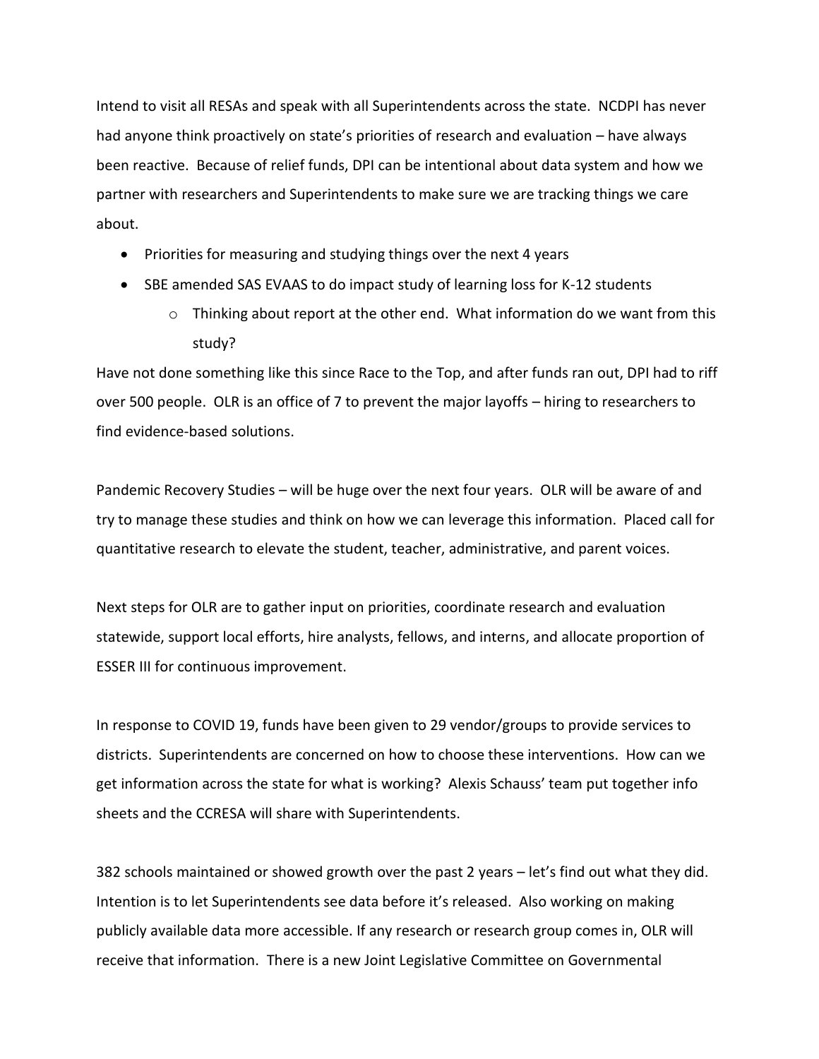Intend to visit all RESAs and speak with all Superintendents across the state. NCDPI has never had anyone think proactively on state's priorities of research and evaluation – have always been reactive. Because of relief funds, DPI can be intentional about data system and how we partner with researchers and Superintendents to make sure we are tracking things we care about.

- Priorities for measuring and studying things over the next 4 years
- SBE amended SAS EVAAS to do impact study of learning loss for K-12 students
  - Thinking about report at the other end. What information do we want from this study?

Have not done something like this since Race to the Top, and after funds ran out, DPI had to riff over 500 people. OLR is an office of 7 to prevent the major layoffs – hiring to researchers to find evidence-based solutions.

Pandemic Recovery Studies – will be huge over the next four years. OLR will be aware of and try to manage these studies and think on how we can leverage this information. Placed call for quantitative research to elevate the student, teacher, administrative, and parent voices.

Next steps for OLR are to gather input on priorities, coordinate research and evaluation statewide, support local efforts, hire analysts, fellows, and interns, and allocate proportion of ESSER III for continuous improvement.

In response to COVID 19, funds have been given to 29 vendor/groups to provide services to districts. Superintendents are concerned on how to choose these interventions. How can we get information across the state for what is working? Alexis Schauss' team put together info sheets and the CCRESA will share with Superintendents.

382 schools maintained or showed growth over the past 2 years – let's find out what they did. Intention is to let Superintendents see data before it's released. Also working on making publicly available data more accessible. If any research or research group comes in, OLR will receive that information. There is a new Joint Legislative Committee on Governmental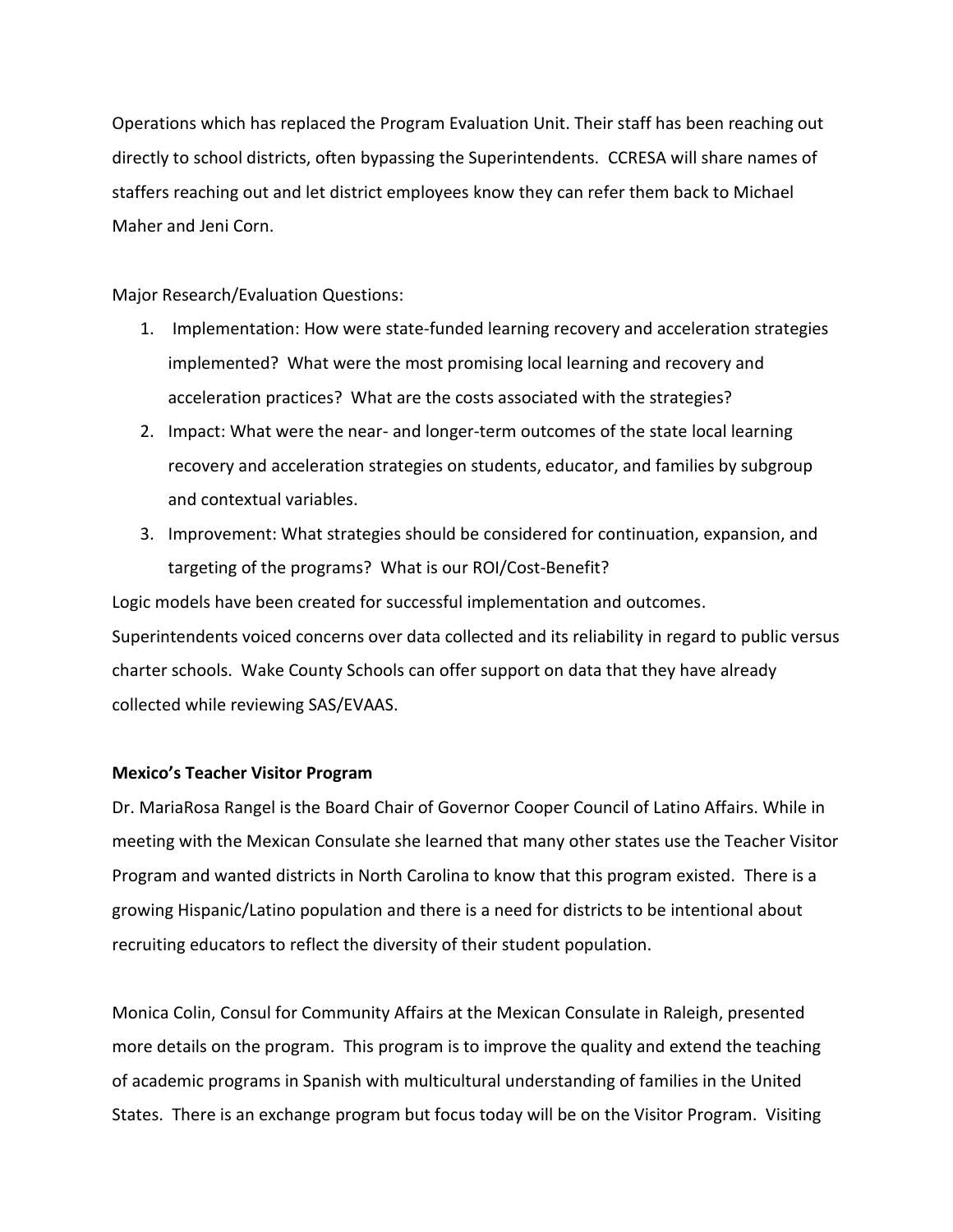Operations which has replaced the Program Evaluation Unit. Their staff has been reaching out directly to school districts, often bypassing the Superintendents. CCRESA will share names of staffers reaching out and let district employees know they can refer them back to Michael Maher and Jeni Corn.

Major Research/Evaluation Questions:

1. Implementation: How were state-funded learning recovery and acceleration strategies implemented? What were the most promising local learning and recovery and acceleration practices? What are the costs associated with the strategies?
2. Impact: What were the near- and longer-term outcomes of the state local learning recovery and acceleration strategies on students, educator, and families by subgroup and contextual variables.
3. Improvement: What strategies should be considered for continuation, expansion, and targeting of the programs? What is our ROI/Cost-Benefit?

Logic models have been created for successful implementation and outcomes.
Superintendents voiced concerns over data collected and its reliability in regard to public versus charter schools. Wake County Schools can offer support on data that they have already collected while reviewing SAS/EVAAS.

**Mexico's Teacher Visitor Program**

Dr. MariaRosa Rangel is the Board Chair of Governor Cooper Council of Latino Affairs. While in meeting with the Mexican Consulate she learned that many other states use the Teacher Visitor Program and wanted districts in North Carolina to know that this program existed. There is a growing Hispanic/Latino population and there is a need for districts to be intentional about recruiting educators to reflect the diversity of their student population.

Monica Colin, Consul for Community Affairs at the Mexican Consulate in Raleigh, presented more details on the program. This program is to improve the quality and extend the teaching of academic programs in Spanish with multicultural understanding of families in the United States. There is an exchange program but focus today will be on the Visitor Program. Visiting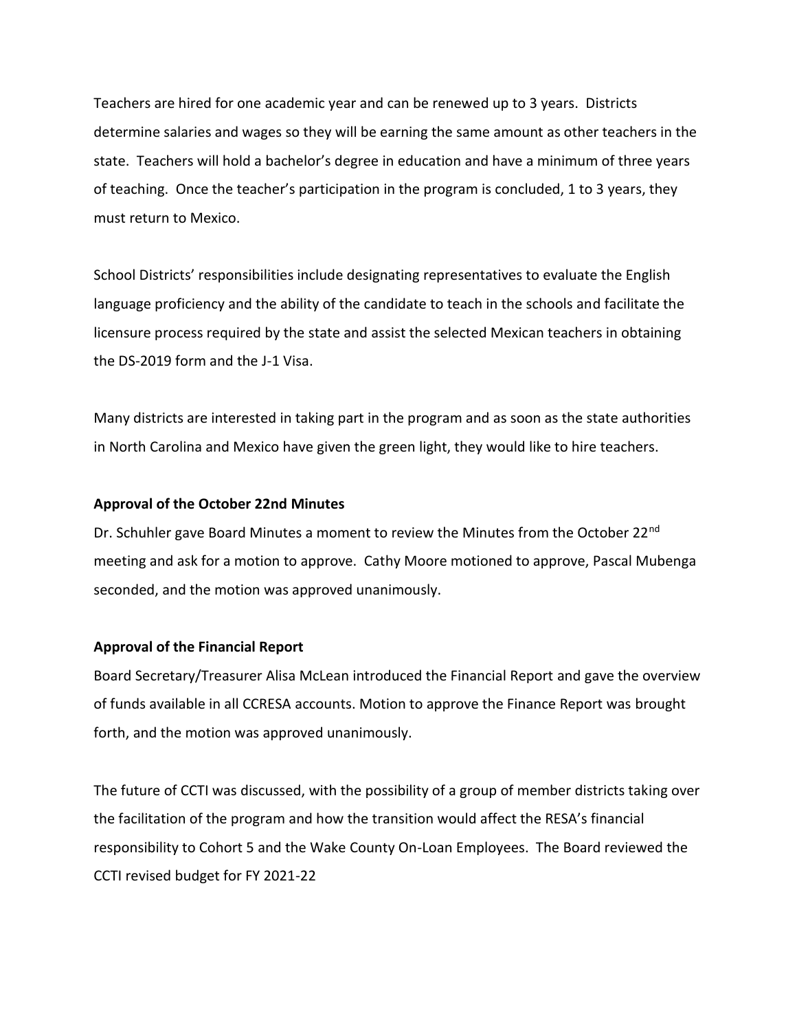Teachers are hired for one academic year and can be renewed up to 3 years. Districts determine salaries and wages so they will be earning the same amount as other teachers in the state. Teachers will hold a bachelor's degree in education and have a minimum of three years of teaching. Once the teacher's participation in the program is concluded, 1 to 3 years, they must return to Mexico.

School Districts' responsibilities include designating representatives to evaluate the English language proficiency and the ability of the candidate to teach in the schools and facilitate the licensure process required by the state and assist the selected Mexican teachers in obtaining the DS-2019 form and the J-1 Visa.

Many districts are interested in taking part in the program and as soon as the state authorities in North Carolina and Mexico have given the green light, they would like to hire teachers.

**Approval of the October 22nd Minutes**

Dr. Schuhler gave Board Minutes a moment to review the Minutes from the October 22nd meeting and ask for a motion to approve. Cathy Moore motioned to approve, Pascal Mubenga seconded, and the motion was approved unanimously.

**Approval of the Financial Report**

Board Secretary/Treasurer Alisa McLean introduced the Financial Report and gave the overview of funds available in all CCRESA accounts. Motion to approve the Finance Report was brought forth, and the motion was approved unanimously.

The future of CCTI was discussed, with the possibility of a group of member districts taking over the facilitation of the program and how the transition would affect the RESA's financial responsibility to Cohort 5 and the Wake County On-Loan Employees. The Board reviewed the CCTI revised budget for FY 2021-22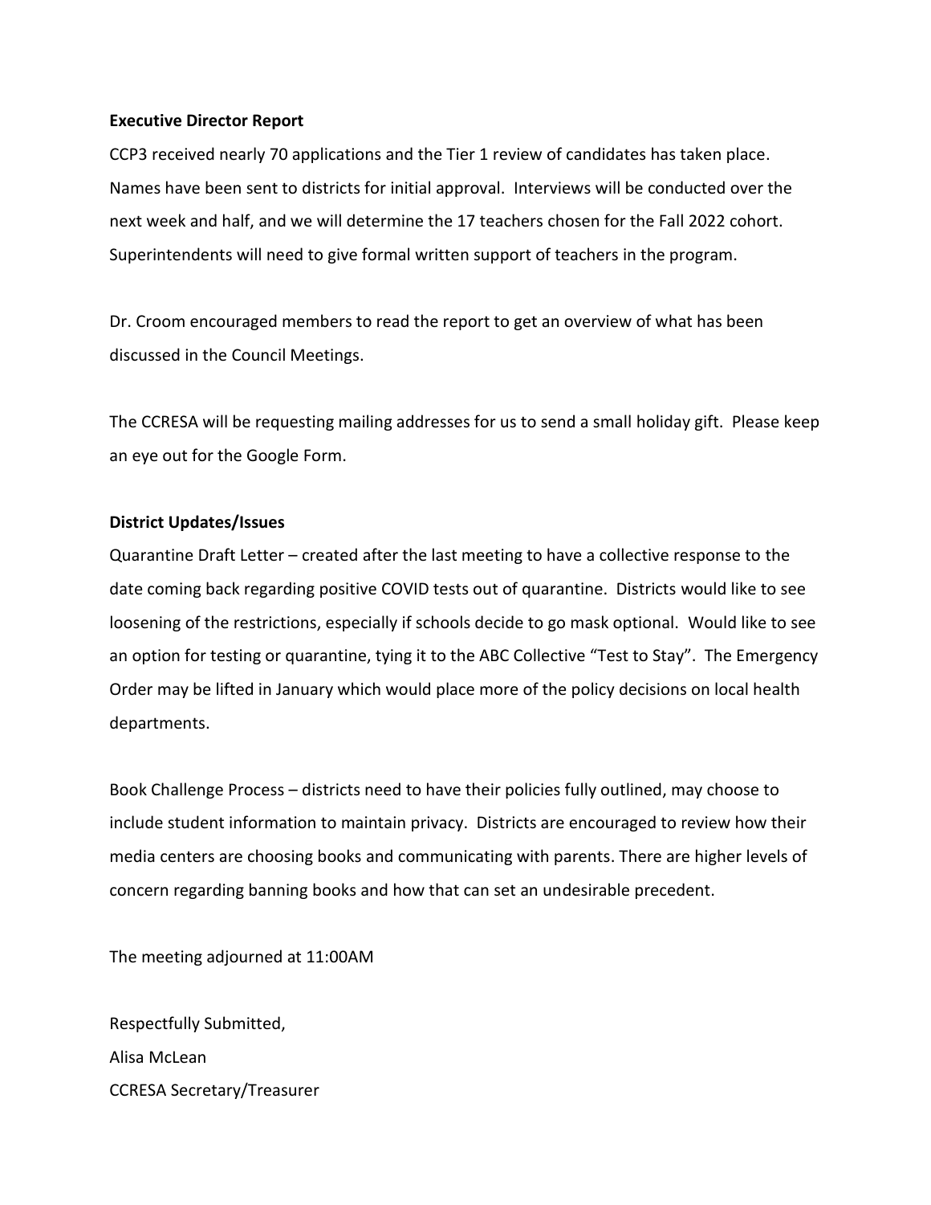**Executive Director Report**

CCP3 received nearly 70 applications and the Tier 1 review of candidates has taken place. Names have been sent to districts for initial approval. Interviews will be conducted over the next week and half, and we will determine the 17 teachers chosen for the Fall 2022 cohort. Superintendents will need to give formal written support of teachers in the program.

Dr. Croom encouraged members to read the report to get an overview of what has been discussed in the Council Meetings.

The CCRESA will be requesting mailing addresses for us to send a small holiday gift. Please keep an eye out for the Google Form.

**District Updates/Issues**

Quarantine Draft Letter – created after the last meeting to have a collective response to the date coming back regarding positive COVID tests out of quarantine. Districts would like to see loosening of the restrictions, especially if schools decide to go mask optional. Would like to see an option for testing or quarantine, tying it to the ABC Collective "Test to Stay". The Emergency Order may be lifted in January which would place more of the policy decisions on local health departments.

Book Challenge Process – districts need to have their policies fully outlined, may choose to include student information to maintain privacy. Districts are encouraged to review how their media centers are choosing books and communicating with parents. There are higher levels of concern regarding banning books and how that can set an undesirable precedent.

The meeting adjourned at 11:00AM

Respectfully Submitted,
Alisa McLean
CCRESA Secretary/Treasurer